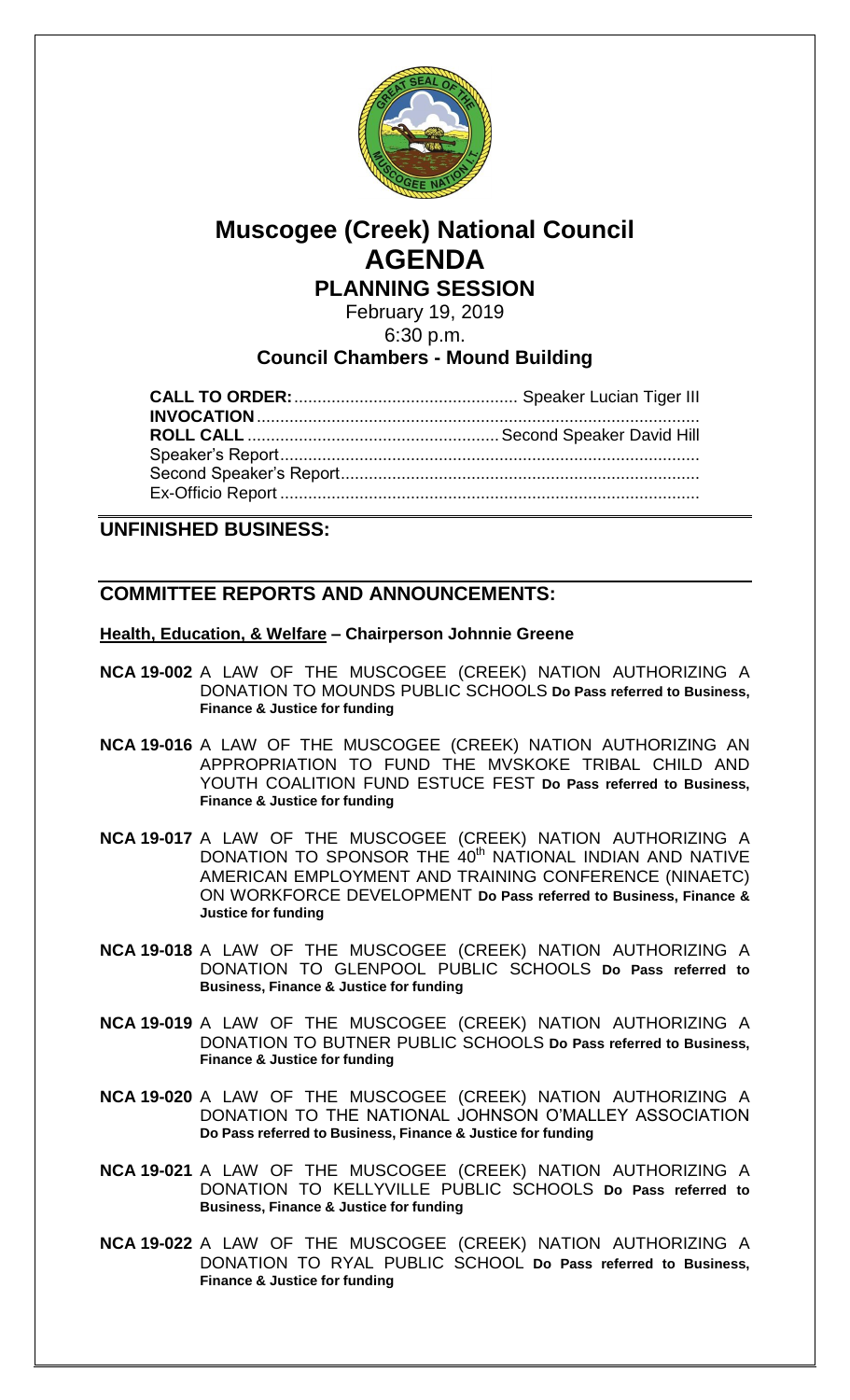# Muscogee (Creek) National Council
# AGENDA
## PLANNING SESSION

February 19, 2019
6:30 p.m.

**Council Chambers - Mound Building**

**CALL TO ORDER:** ................................................ Speaker Lucian Tiger III
**INVOCATION** ..........................................................................................
**ROLL CALL** ...................................................... Second Speaker David Hill
Speaker's Report ..........................................................................................
Second Speaker's Report ..............................................................................
Ex-Officio Report ..........................................................................................

## UNFINISHED BUSINESS:

## COMMITTEE REPORTS AND ANNOUNCEMENTS:

**Health, Education, & Welfare – Chairperson Johnnie Greene**

**NCA 19-002** A LAW OF THE MUSCOGEE (CREEK) NATION AUTHORIZING A DONATION TO MOUNDS PUBLIC SCHOOLS **Do Pass referred to Business, Finance & Justice for funding**

**NCA 19-016** A LAW OF THE MUSCOGEE (CREEK) NATION AUTHORIZING AN APPROPRIATION TO FUND THE MVSKOKE TRIBAL CHILD AND YOUTH COALITION FUND ESTUCE FEST **Do Pass referred to Business, Finance & Justice for funding**

**NCA 19-017** A LAW OF THE MUSCOGEE (CREEK) NATION AUTHORIZING A DONATION TO SPONSOR THE 40th NATIONAL INDIAN AND NATIVE AMERICAN EMPLOYMENT AND TRAINING CONFERENCE (NINAETC) ON WORKFORCE DEVELOPMENT **Do Pass referred to Business, Finance & Justice for funding**

**NCA 19-018** A LAW OF THE MUSCOGEE (CREEK) NATION AUTHORIZING A DONATION TO GLENPOOL PUBLIC SCHOOLS **Do Pass referred to Business, Finance & Justice for funding**

**NCA 19-019** A LAW OF THE MUSCOGEE (CREEK) NATION AUTHORIZING A DONATION TO BUTNER PUBLIC SCHOOLS **Do Pass referred to Business, Finance & Justice for funding**

**NCA 19-020** A LAW OF THE MUSCOGEE (CREEK) NATION AUTHORIZING A DONATION TO THE NATIONAL JOHNSON O'MALLEY ASSOCIATION **Do Pass referred to Business, Finance & Justice for funding**

**NCA 19-021** A LAW OF THE MUSCOGEE (CREEK) NATION AUTHORIZING A DONATION TO KELLYVILLE PUBLIC SCHOOLS **Do Pass referred to Business, Finance & Justice for funding**

**NCA 19-022** A LAW OF THE MUSCOGEE (CREEK) NATION AUTHORIZING A DONATION TO RYAL PUBLIC SCHOOL **Do Pass referred to Business, Finance & Justice for funding**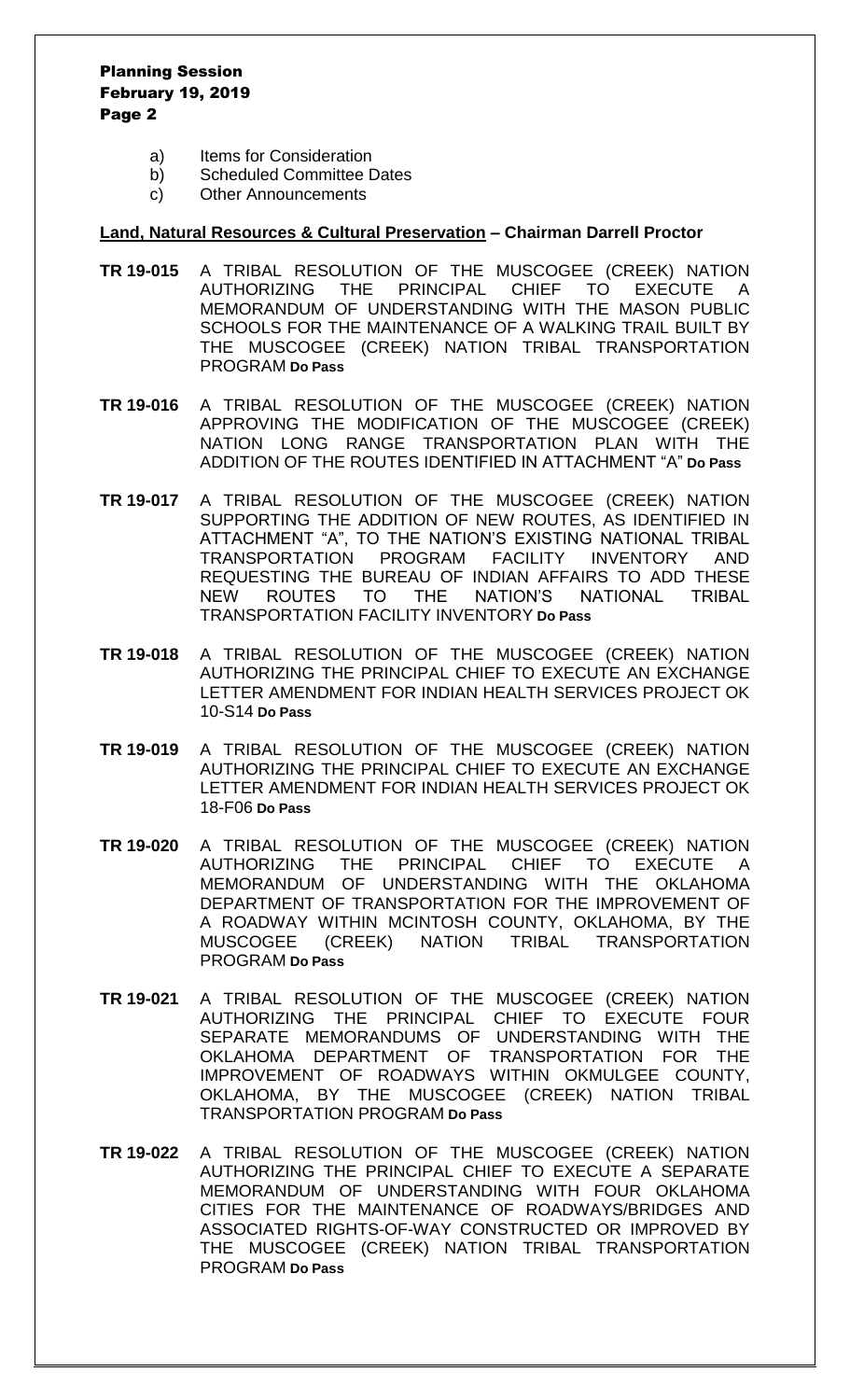a) Items for Consideration
b) Scheduled Committee Dates
c) Other Announcements

**Land, Natural Resources & Cultural Preservation – Chairman Darrell Proctor**

**TR 19-015** A TRIBAL RESOLUTION OF THE MUSCOGEE (CREEK) NATION AUTHORIZING THE PRINCIPAL CHIEF TO EXECUTE A MEMORANDUM OF UNDERSTANDING WITH THE MASON PUBLIC SCHOOLS FOR THE MAINTENANCE OF A WALKING TRAIL BUILT BY THE MUSCOGEE (CREEK) NATION TRIBAL TRANSPORTATION PROGRAM **Do Pass**

**TR 19-016** A TRIBAL RESOLUTION OF THE MUSCOGEE (CREEK) NATION APPROVING THE MODIFICATION OF THE MUSCOGEE (CREEK) NATION LONG RANGE TRANSPORTATION PLAN WITH THE ADDITION OF THE ROUTES IDENTIFIED IN ATTACHMENT "A" **Do Pass**

**TR 19-017** A TRIBAL RESOLUTION OF THE MUSCOGEE (CREEK) NATION SUPPORTING THE ADDITION OF NEW ROUTES, AS IDENTIFIED IN ATTACHMENT "A", TO THE NATION'S EXISTING NATIONAL TRIBAL TRANSPORTATION PROGRAM FACILITY INVENTORY AND REQUESTING THE BUREAU OF INDIAN AFFAIRS TO ADD THESE NEW ROUTES TO THE NATION'S NATIONAL TRIBAL TRANSPORTATION FACILITY INVENTORY **Do Pass**

**TR 19-018** A TRIBAL RESOLUTION OF THE MUSCOGEE (CREEK) NATION AUTHORIZING THE PRINCIPAL CHIEF TO EXECUTE AN EXCHANGE LETTER AMENDMENT FOR INDIAN HEALTH SERVICES PROJECT OK 10-S14 **Do Pass**

**TR 19-019** A TRIBAL RESOLUTION OF THE MUSCOGEE (CREEK) NATION AUTHORIZING THE PRINCIPAL CHIEF TO EXECUTE AN EXCHANGE LETTER AMENDMENT FOR INDIAN HEALTH SERVICES PROJECT OK 18-F06 **Do Pass**

**TR 19-020** A TRIBAL RESOLUTION OF THE MUSCOGEE (CREEK) NATION AUTHORIZING THE PRINCIPAL CHIEF TO EXECUTE A MEMORANDUM OF UNDERSTANDING WITH THE OKLAHOMA DEPARTMENT OF TRANSPORTATION FOR THE IMPROVEMENT OF A ROADWAY WITHIN MCINTOSH COUNTY, OKLAHOMA, BY THE MUSCOGEE (CREEK) NATION TRIBAL TRANSPORTATION PROGRAM **Do Pass**

**TR 19-021** A TRIBAL RESOLUTION OF THE MUSCOGEE (CREEK) NATION AUTHORIZING THE PRINCIPAL CHIEF TO EXECUTE FOUR SEPARATE MEMORANDUMS OF UNDERSTANDING WITH THE OKLAHOMA DEPARTMENT OF TRANSPORTATION FOR THE IMPROVEMENT OF ROADWAYS WITHIN OKMULGEE COUNTY, OKLAHOMA, BY THE MUSCOGEE (CREEK) NATION TRIBAL TRANSPORTATION PROGRAM **Do Pass**

**TR 19-022** A TRIBAL RESOLUTION OF THE MUSCOGEE (CREEK) NATION AUTHORIZING THE PRINCIPAL CHIEF TO EXECUTE A SEPARATE MEMORANDUM OF UNDERSTANDING WITH FOUR OKLAHOMA CITIES FOR THE MAINTENANCE OF ROADWAYS/BRIDGES AND ASSOCIATED RIGHTS-OF-WAY CONSTRUCTED OR IMPROVED BY THE MUSCOGEE (CREEK) NATION TRIBAL TRANSPORTATION PROGRAM **Do Pass**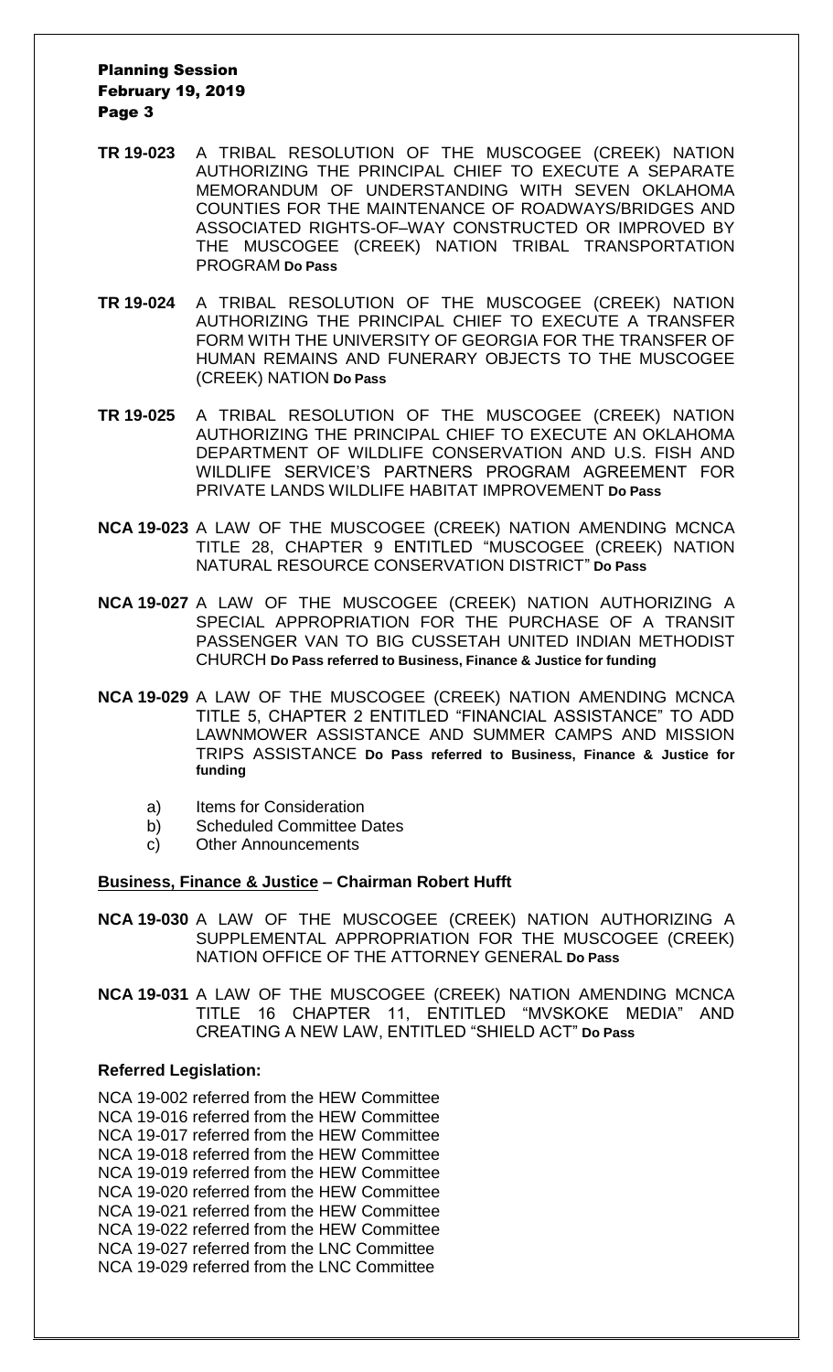**TR 19-023** A TRIBAL RESOLUTION OF THE MUSCOGEE (CREEK) NATION AUTHORIZING THE PRINCIPAL CHIEF TO EXECUTE A SEPARATE MEMORANDUM OF UNDERSTANDING WITH SEVEN OKLAHOMA COUNTIES FOR THE MAINTENANCE OF ROADWAYS/BRIDGES AND ASSOCIATED RIGHTS-OF–WAY CONSTRUCTED OR IMPROVED BY THE MUSCOGEE (CREEK) NATION TRIBAL TRANSPORTATION PROGRAM **Do Pass**

**TR 19-024** A TRIBAL RESOLUTION OF THE MUSCOGEE (CREEK) NATION AUTHORIZING THE PRINCIPAL CHIEF TO EXECUTE A TRANSFER FORM WITH THE UNIVERSITY OF GEORGIA FOR THE TRANSFER OF HUMAN REMAINS AND FUNERARY OBJECTS TO THE MUSCOGEE (CREEK) NATION **Do Pass**

**TR 19-025** A TRIBAL RESOLUTION OF THE MUSCOGEE (CREEK) NATION AUTHORIZING THE PRINCIPAL CHIEF TO EXECUTE AN OKLAHOMA DEPARTMENT OF WILDLIFE CONSERVATION AND U.S. FISH AND WILDLIFE SERVICE'S PARTNERS PROGRAM AGREEMENT FOR PRIVATE LANDS WILDLIFE HABITAT IMPROVEMENT **Do Pass**

**NCA 19-023** A LAW OF THE MUSCOGEE (CREEK) NATION AMENDING MCNCA TITLE 28, CHAPTER 9 ENTITLED "MUSCOGEE (CREEK) NATION NATURAL RESOURCE CONSERVATION DISTRICT" **Do Pass**

**NCA 19-027** A LAW OF THE MUSCOGEE (CREEK) NATION AUTHORIZING A SPECIAL APPROPRIATION FOR THE PURCHASE OF A TRANSIT PASSENGER VAN TO BIG CUSSETAH UNITED INDIAN METHODIST CHURCH **Do Pass referred to Business, Finance & Justice for funding**

**NCA 19-029** A LAW OF THE MUSCOGEE (CREEK) NATION AMENDING MCNCA TITLE 5, CHAPTER 2 ENTITLED "FINANCIAL ASSISTANCE" TO ADD LAWNMOWER ASSISTANCE AND SUMMER CAMPS AND MISSION TRIPS ASSISTANCE **Do Pass referred to Business, Finance & Justice for funding**

a) Items for Consideration
b) Scheduled Committee Dates
c) Other Announcements

**Business, Finance & Justice – Chairman Robert Hufft**

**NCA 19-030** A LAW OF THE MUSCOGEE (CREEK) NATION AUTHORIZING A SUPPLEMENTAL APPROPRIATION FOR THE MUSCOGEE (CREEK) NATION OFFICE OF THE ATTORNEY GENERAL **Do Pass**

**NCA 19-031** A LAW OF THE MUSCOGEE (CREEK) NATION AMENDING MCNCA TITLE 16 CHAPTER 11, ENTITLED "MVSKOKE MEDIA" AND CREATING A NEW LAW, ENTITLED "SHIELD ACT" **Do Pass**

**Referred Legislation:**

NCA 19-002 referred from the HEW Committee
NCA 19-016 referred from the HEW Committee
NCA 19-017 referred from the HEW Committee
NCA 19-018 referred from the HEW Committee
NCA 19-019 referred from the HEW Committee
NCA 19-020 referred from the HEW Committee
NCA 19-021 referred from the HEW Committee
NCA 19-022 referred from the HEW Committee
NCA 19-027 referred from the LNC Committee
NCA 19-029 referred from the LNC Committee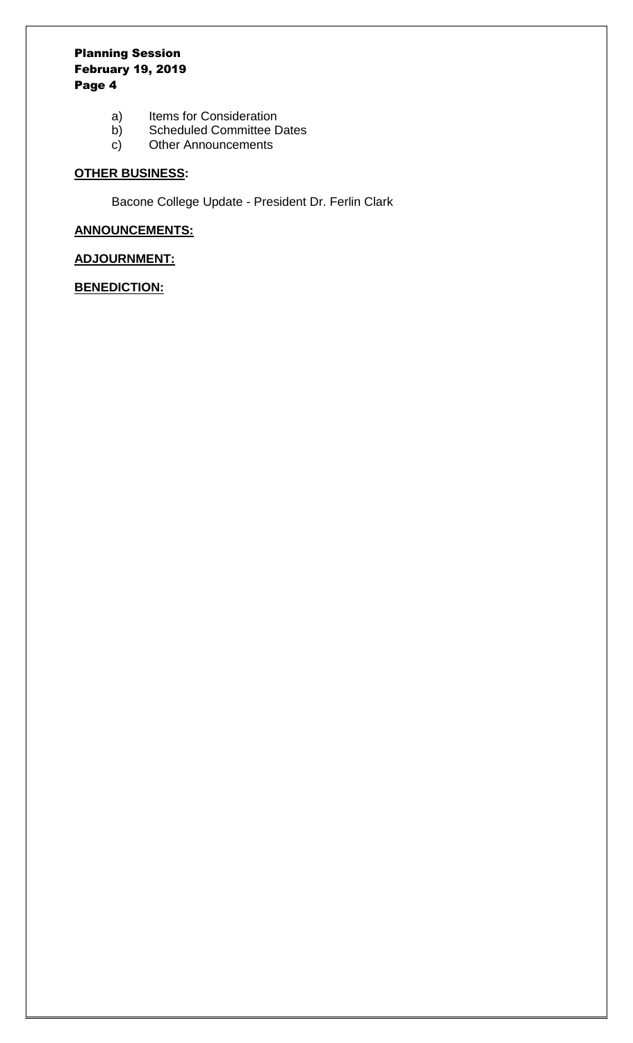a) Items for Consideration
b) Scheduled Committee Dates
c) Other Announcements

**OTHER BUSINESS:**

Bacone College Update - President Dr. Ferlin Clark

**ANNOUNCEMENTS:**

**ADJOURNMENT:**

**BENEDICTION:**